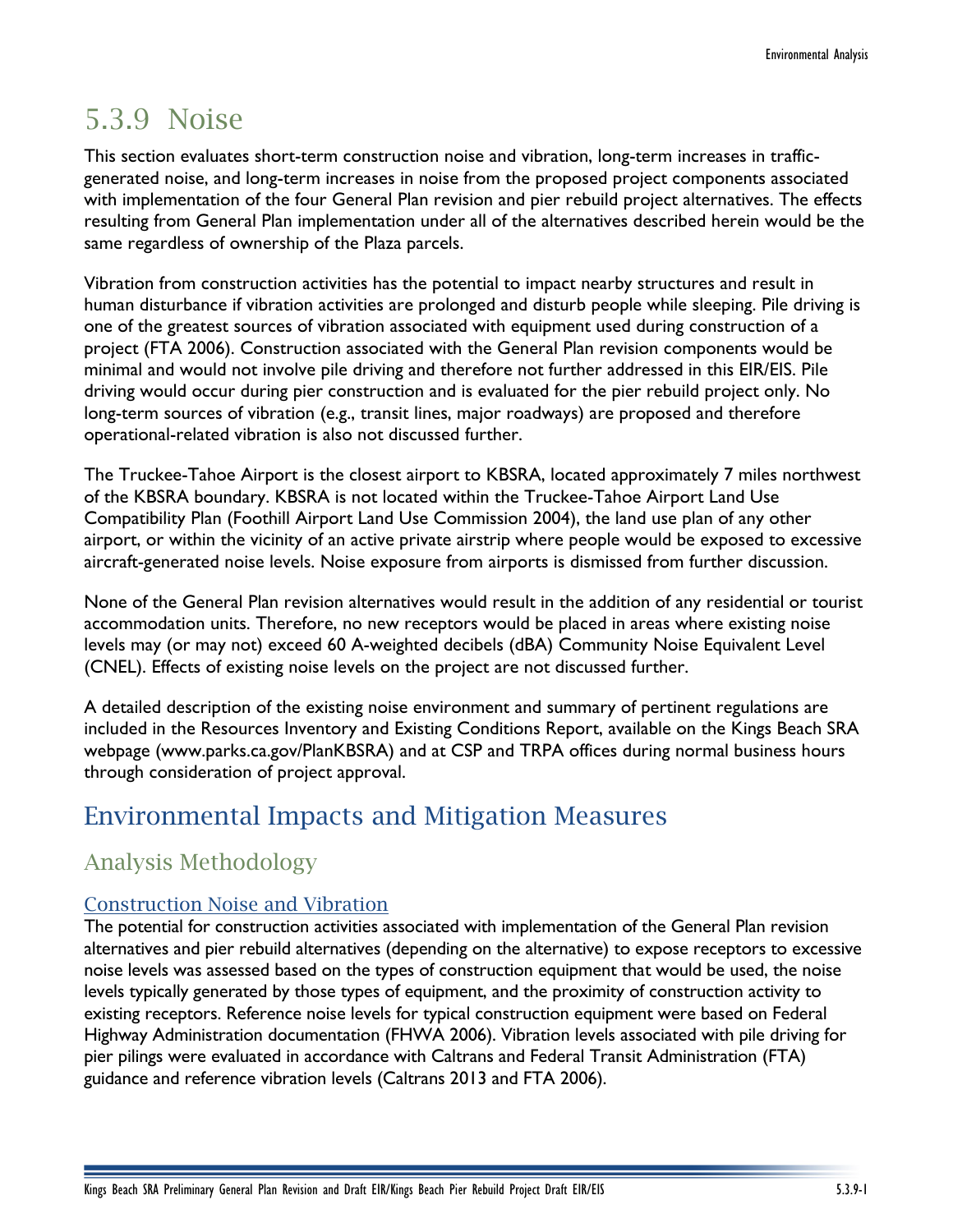# 5.3.9 Noise

This section evaluates short-term construction noise and vibration, long-term increases in traffic-generated noise, and long-term increases in noise from the proposed project components associated with implementation of the four General Plan revision and pier rebuild project alternatives. The effects resulting from General Plan implementation under all of the alternatives described herein would be the same regardless of ownership of the Plaza parcels.

Vibration from construction activities has the potential to impact nearby structures and result in human disturbance if vibration activities are prolonged and disturb people while sleeping. Pile driving is one of the greatest sources of vibration associated with equipment used during construction of a project (FTA 2006). Construction associated with the General Plan revision components would be minimal and would not involve pile driving and therefore not further addressed in this EIR/EIS. Pile driving would occur during pier construction and is evaluated for the pier rebuild project only. No long-term sources of vibration (e.g., transit lines, major roadways) are proposed and therefore operational-related vibration is also not discussed further.

The Truckee-Tahoe Airport is the closest airport to KBSRA, located approximately 7 miles northwest of the KBSRA boundary. KBSRA is not located within the Truckee-Tahoe Airport Land Use Compatibility Plan (Foothill Airport Land Use Commission 2004), the land use plan of any other airport, or within the vicinity of an active private airstrip where people would be exposed to excessive aircraft-generated noise levels. Noise exposure from airports is dismissed from further discussion.

None of the General Plan revision alternatives would result in the addition of any residential or tourist accommodation units. Therefore, no new receptors would be placed in areas where existing noise levels may (or may not) exceed 60 A-weighted decibels (dBA) Community Noise Equivalent Level (CNEL). Effects of existing noise levels on the project are not discussed further.

A detailed description of the existing noise environment and summary of pertinent regulations are included in the Resources Inventory and Existing Conditions Report, available on the Kings Beach SRA webpage (www.parks.ca.gov/PlanKBSRA) and at CSP and TRPA offices during normal business hours through consideration of project approval.

## Environmental Impacts and Mitigation Measures

### Analysis Methodology

#### Construction Noise and Vibration

The potential for construction activities associated with implementation of the General Plan revision alternatives and pier rebuild alternatives (depending on the alternative) to expose receptors to excessive noise levels was assessed based on the types of construction equipment that would be used, the noise levels typically generated by those types of equipment, and the proximity of construction activity to existing receptors. Reference noise levels for typical construction equipment were based on Federal Highway Administration documentation (FHWA 2006). Vibration levels associated with pile driving for pier pilings were evaluated in accordance with Caltrans and Federal Transit Administration (FTA) guidance and reference vibration levels (Caltrans 2013 and FTA 2006).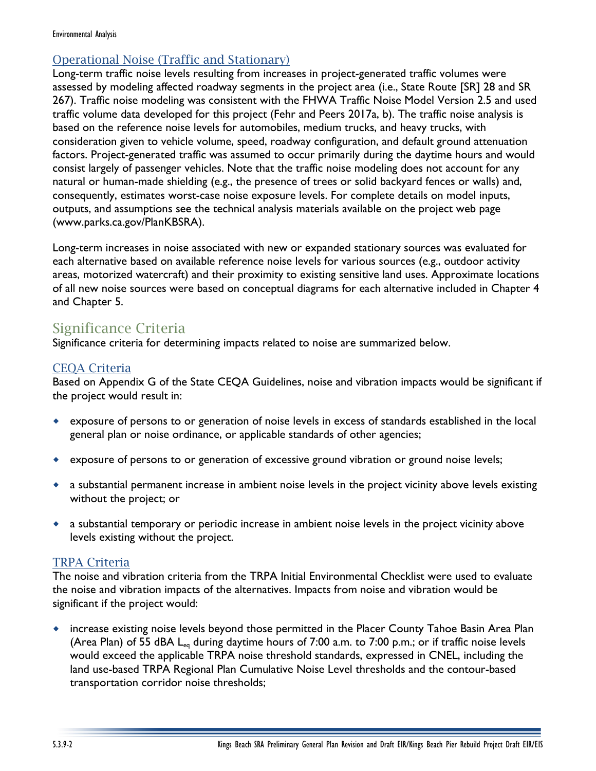### Operational Noise (Traffic and Stationary)

Long-term traffic noise levels resulting from increases in project-generated traffic volumes were assessed by modeling affected roadway segments in the project area (i.e., State Route [SR] 28 and SR 267). Traffic noise modeling was consistent with the FHWA Traffic Noise Model Version 2.5 and used traffic volume data developed for this project (Fehr and Peers 2017a, b). The traffic noise analysis is based on the reference noise levels for automobiles, medium trucks, and heavy trucks, with consideration given to vehicle volume, speed, roadway configuration, and default ground attenuation factors. Project-generated traffic was assumed to occur primarily during the daytime hours and would consist largely of passenger vehicles. Note that the traffic noise modeling does not account for any natural or human-made shielding (e.g., the presence of trees or solid backyard fences or walls) and, consequently, estimates worst-case noise exposure levels. For complete details on model inputs, outputs, and assumptions see the technical analysis materials available on the project web page (www.parks.ca.gov/PlanKBSRA).

Long-term increases in noise associated with new or expanded stationary sources was evaluated for each alternative based on available reference noise levels for various sources (e.g., outdoor activity areas, motorized watercraft) and their proximity to existing sensitive land uses. Approximate locations of all new noise sources were based on conceptual diagrams for each alternative included in Chapter 4 and Chapter 5.

## Significance Criteria

Significance criteria for determining impacts related to noise are summarized below.

### CEQA Criteria

Based on Appendix G of the State CEQA Guidelines, noise and vibration impacts would be significant if the project would result in:

- exposure of persons to or generation of noise levels in excess of standards established in the local general plan or noise ordinance, or applicable standards of other agencies;
- exposure of persons to or generation of excessive ground vibration or ground noise levels;
- a substantial permanent increase in ambient noise levels in the project vicinity above levels existing without the project; or
- a substantial temporary or periodic increase in ambient noise levels in the project vicinity above levels existing without the project.

### TRPA Criteria

The noise and vibration criteria from the TRPA Initial Environmental Checklist were used to evaluate the noise and vibration impacts of the alternatives. Impacts from noise and vibration would be significant if the project would:

- increase existing noise levels beyond those permitted in the Placer County Tahoe Basin Area Plan (Area Plan) of 55 dBA $L_{eq}$ during daytime hours of 7:00 a.m. to 7:00 p.m.; or if traffic noise levels would exceed the applicable TRPA noise threshold standards, expressed in CNEL, including the land use-based TRPA Regional Plan Cumulative Noise Level thresholds and the contour-based transportation corridor noise thresholds;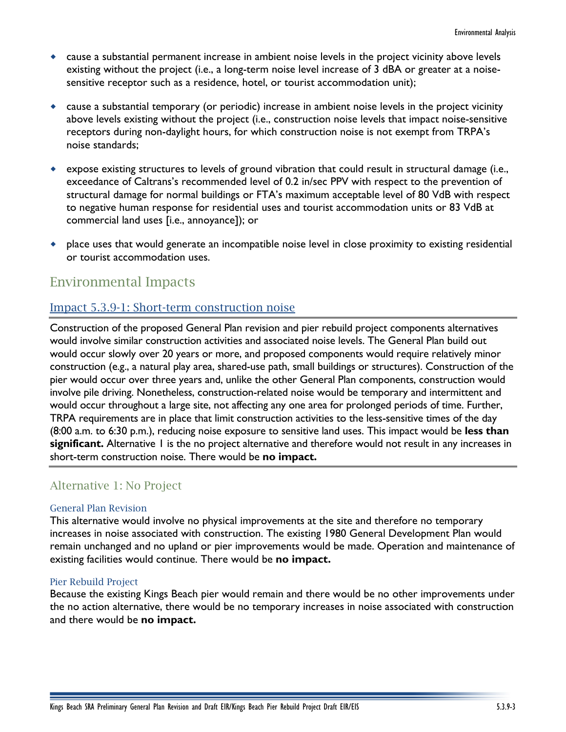- cause a substantial permanent increase in ambient noise levels in the project vicinity above levels existing without the project (i.e., a long-term noise level increase of 3 dBA or greater at a noise-sensitive receptor such as a residence, hotel, or tourist accommodation unit);
- cause a substantial temporary (or periodic) increase in ambient noise levels in the project vicinity above levels existing without the project (i.e., construction noise levels that impact noise-sensitive receptors during non-daylight hours, for which construction noise is not exempt from TRPA's noise standards;
- expose existing structures to levels of ground vibration that could result in structural damage (i.e., exceedance of Caltrans's recommended level of 0.2 in/sec PPV with respect to the prevention of structural damage for normal buildings or FTA's maximum acceptable level of 80 VdB with respect to negative human response for residential uses and tourist accommodation units or 83 VdB at commercial land uses [i.e., annoyance]); or
- place uses that would generate an incompatible noise level in close proximity to existing residential or tourist accommodation uses.

## Environmental Impacts

### Impact 5.3.9-1: Short-term construction noise

Construction of the proposed General Plan revision and pier rebuild project components alternatives would involve similar construction activities and associated noise levels. The General Plan build out would occur slowly over 20 years or more, and proposed components would require relatively minor construction (e.g., a natural play area, shared-use path, small buildings or structures). Construction of the pier would occur over three years and, unlike the other General Plan components, construction would involve pile driving. Nonetheless, construction-related noise would be temporary and intermittent and would occur throughout a large site, not affecting any one area for prolonged periods of time. Further, TRPA requirements are in place that limit construction activities to the less-sensitive times of the day (8:00 a.m. to 6:30 p.m.), reducing noise exposure to sensitive land uses. This impact would be **less than significant.** Alternative 1 is the no project alternative and therefore would not result in any increases in short-term construction noise. There would be **no impact.**

### Alternative 1: No Project

#### General Plan Revision

This alternative would involve no physical improvements at the site and therefore no temporary increases in noise associated with construction. The existing 1980 General Development Plan would remain unchanged and no upland or pier improvements would be made. Operation and maintenance of existing facilities would continue. There would be **no impact.**

#### Pier Rebuild Project

Because the existing Kings Beach pier would remain and there would be no other improvements under the no action alternative, there would be no temporary increases in noise associated with construction and there would be **no impact.**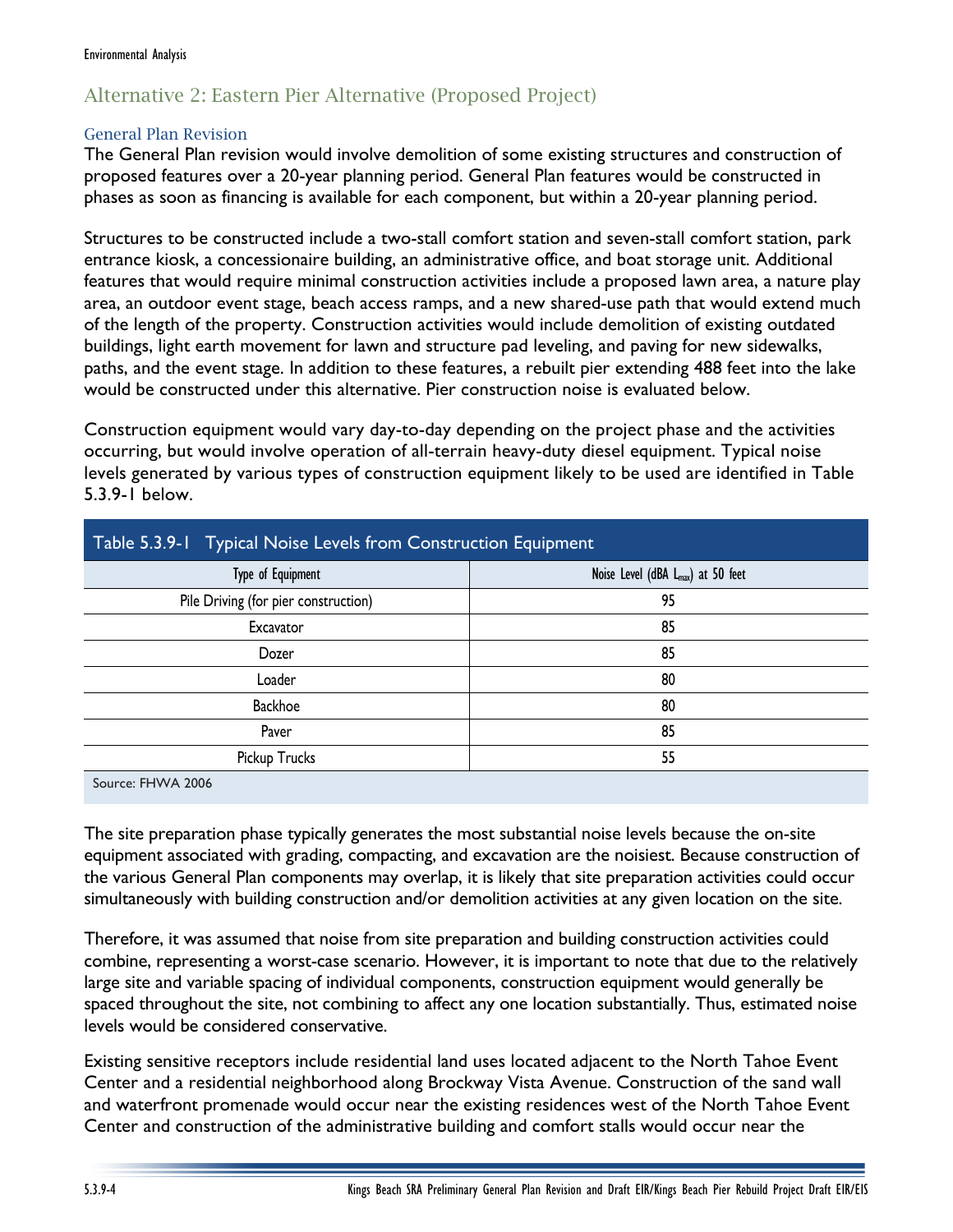## Alternative 2: Eastern Pier Alternative (Proposed Project)

### General Plan Revision

The General Plan revision would involve demolition of some existing structures and construction of proposed features over a 20-year planning period. General Plan features would be constructed in phases as soon as financing is available for each component, but within a 20-year planning period.

Structures to be constructed include a two-stall comfort station and seven-stall comfort station, park entrance kiosk, a concessionaire building, an administrative office, and boat storage unit. Additional features that would require minimal construction activities include a proposed lawn area, a nature play area, an outdoor event stage, beach access ramps, and a new shared-use path that would extend much of the length of the property. Construction activities would include demolition of existing outdated buildings, light earth movement for lawn and structure pad leveling, and paving for new sidewalks, paths, and the event stage. In addition to these features, a rebuilt pier extending 488 feet into the lake would be constructed under this alternative. Pier construction noise is evaluated below.

Construction equipment would vary day-to-day depending on the project phase and the activities occurring, but would involve operation of all-terrain heavy-duty diesel equipment. Typical noise levels generated by various types of construction equipment likely to be used are identified in Table 5.3.9-1 below.

**Table 5.3.9-1 Typical Noise Levels from Construction Equipment**

| Type of Equipment | Noise Level (dBA $L_{max}$) at 50 feet |
|---|---|
| Pile Driving (for pier construction) | 95 |
| Excavator | 85 |
| Dozer | 85 |
| Loader | 80 |
| Backhoe | 80 |
| Paver | 85 |
| Pickup Trucks | 55 |

Source: FHWA 2006

The site preparation phase typically generates the most substantial noise levels because the on-site equipment associated with grading, compacting, and excavation are the noisiest. Because construction of the various General Plan components may overlap, it is likely that site preparation activities could occur simultaneously with building construction and/or demolition activities at any given location on the site.

Therefore, it was assumed that noise from site preparation and building construction activities could combine, representing a worst-case scenario. However, it is important to note that due to the relatively large site and variable spacing of individual components, construction equipment would generally be spaced throughout the site, not combining to affect any one location substantially. Thus, estimated noise levels would be considered conservative.

Existing sensitive receptors include residential land uses located adjacent to the North Tahoe Event Center and a residential neighborhood along Brockway Vista Avenue. Construction of the sand wall and waterfront promenade would occur near the existing residences west of the North Tahoe Event Center and construction of the administrative building and comfort stalls would occur near the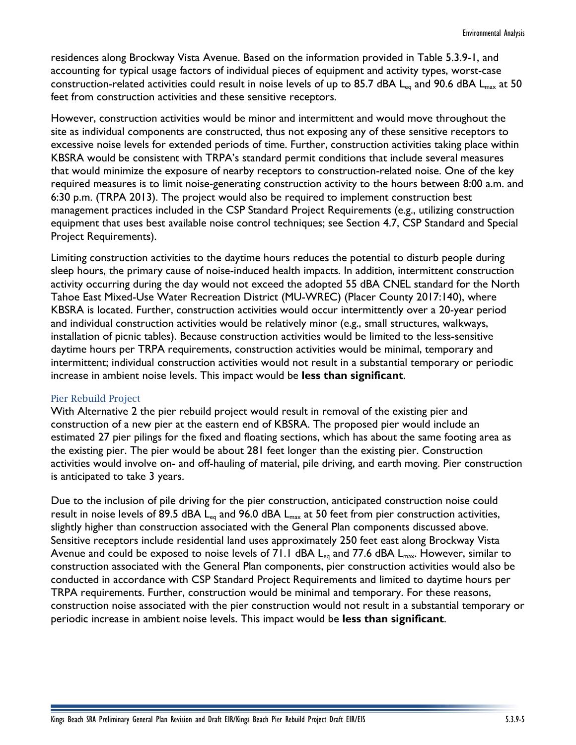residences along Brockway Vista Avenue. Based on the information provided in Table 5.3.9-1, and accounting for typical usage factors of individual pieces of equipment and activity types, worst-case construction-related activities could result in noise levels of up to 85.7 dBA $L_{eq}$ and 90.6 dBA $L_{max}$ at 50 feet from construction activities and these sensitive receptors.

However, construction activities would be minor and intermittent and would move throughout the site as individual components are constructed, thus not exposing any of these sensitive receptors to excessive noise levels for extended periods of time. Further, construction activities taking place within KBSRA would be consistent with TRPA's standard permit conditions that include several measures that would minimize the exposure of nearby receptors to construction-related noise. One of the key required measures is to limit noise-generating construction activity to the hours between 8:00 a.m. and 6:30 p.m. (TRPA 2013). The project would also be required to implement construction best management practices included in the CSP Standard Project Requirements (e.g., utilizing construction equipment that uses best available noise control techniques; see Section 4.7, CSP Standard and Special Project Requirements).

Limiting construction activities to the daytime hours reduces the potential to disturb people during sleep hours, the primary cause of noise-induced health impacts. In addition, intermittent construction activity occurring during the day would not exceed the adopted 55 dBA CNEL standard for the North Tahoe East Mixed-Use Water Recreation District (MU-WREC) (Placer County 2017:140), where KBSRA is located. Further, construction activities would occur intermittently over a 20-year period and individual construction activities would be relatively minor (e.g., small structures, walkways, installation of picnic tables). Because construction activities would be limited to the less-sensitive daytime hours per TRPA requirements, construction activities would be minimal, temporary and intermittent; individual construction activities would not result in a substantial temporary or periodic increase in ambient noise levels. This impact would be **less than significant**.

### Pier Rebuild Project

With Alternative 2 the pier rebuild project would result in removal of the existing pier and construction of a new pier at the eastern end of KBSRA. The proposed pier would include an estimated 27 pier pilings for the fixed and floating sections, which has about the same footing area as the existing pier. The pier would be about 281 feet longer than the existing pier. Construction activities would involve on- and off-hauling of material, pile driving, and earth moving. Pier construction is anticipated to take 3 years.

Due to the inclusion of pile driving for the pier construction, anticipated construction noise could result in noise levels of 89.5 dBA $L_{eq}$ and 96.0 dBA $L_{max}$ at 50 feet from pier construction activities, slightly higher than construction associated with the General Plan components discussed above. Sensitive receptors include residential land uses approximately 250 feet east along Brockway Vista Avenue and could be exposed to noise levels of 71.1 dBA $L_{eq}$ and 77.6 dBA $L_{max}$. However, similar to construction associated with the General Plan components, pier construction activities would also be conducted in accordance with CSP Standard Project Requirements and limited to daytime hours per TRPA requirements. Further, construction would be minimal and temporary. For these reasons, construction noise associated with the pier construction would not result in a substantial temporary or periodic increase in ambient noise levels. This impact would be **less than significant**.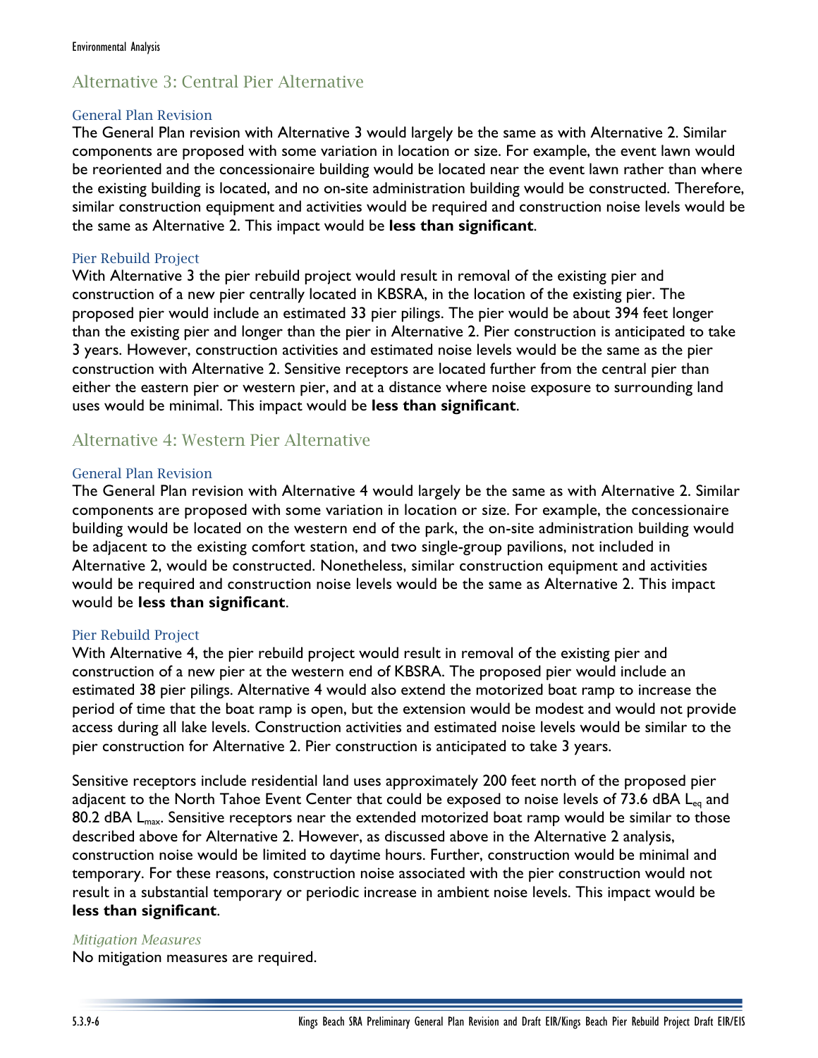## Alternative 3: Central Pier Alternative

### General Plan Revision

The General Plan revision with Alternative 3 would largely be the same as with Alternative 2. Similar components are proposed with some variation in location or size. For example, the event lawn would be reoriented and the concessionaire building would be located near the event lawn rather than where the existing building is located, and no on-site administration building would be constructed. Therefore, similar construction equipment and activities would be required and construction noise levels would be the same as Alternative 2. This impact would be **less than significant**.

### Pier Rebuild Project

With Alternative 3 the pier rebuild project would result in removal of the existing pier and construction of a new pier centrally located in KBSRA, in the location of the existing pier. The proposed pier would include an estimated 33 pier pilings. The pier would be about 394 feet longer than the existing pier and longer than the pier in Alternative 2. Pier construction is anticipated to take 3 years. However, construction activities and estimated noise levels would be the same as the pier construction with Alternative 2. Sensitive receptors are located further from the central pier than either the eastern pier or western pier, and at a distance where noise exposure to surrounding land uses would be minimal. This impact would be **less than significant**.

## Alternative 4: Western Pier Alternative

### General Plan Revision

The General Plan revision with Alternative 4 would largely be the same as with Alternative 2. Similar components are proposed with some variation in location or size. For example, the concessionaire building would be located on the western end of the park, the on-site administration building would be adjacent to the existing comfort station, and two single-group pavilions, not included in Alternative 2, would be constructed. Nonetheless, similar construction equipment and activities would be required and construction noise levels would be the same as Alternative 2. This impact would be **less than significant**.

### Pier Rebuild Project

With Alternative 4, the pier rebuild project would result in removal of the existing pier and construction of a new pier at the western end of KBSRA. The proposed pier would include an estimated 38 pier pilings. Alternative 4 would also extend the motorized boat ramp to increase the period of time that the boat ramp is open, but the extension would be modest and would not provide access during all lake levels. Construction activities and estimated noise levels would be similar to the pier construction for Alternative 2. Pier construction is anticipated to take 3 years.

Sensitive receptors include residential land uses approximately 200 feet north of the proposed pier adjacent to the North Tahoe Event Center that could be exposed to noise levels of 73.6 dBA $L_{eq}$ and 80.2 dBA $L_{max}$. Sensitive receptors near the extended motorized boat ramp would be similar to those described above for Alternative 2. However, as discussed above in the Alternative 2 analysis, construction noise would be limited to daytime hours. Further, construction would be minimal and temporary. For these reasons, construction noise associated with the pier construction would not result in a substantial temporary or periodic increase in ambient noise levels. This impact would be **less than significant**.

#### *Mitigation Measures*

No mitigation measures are required.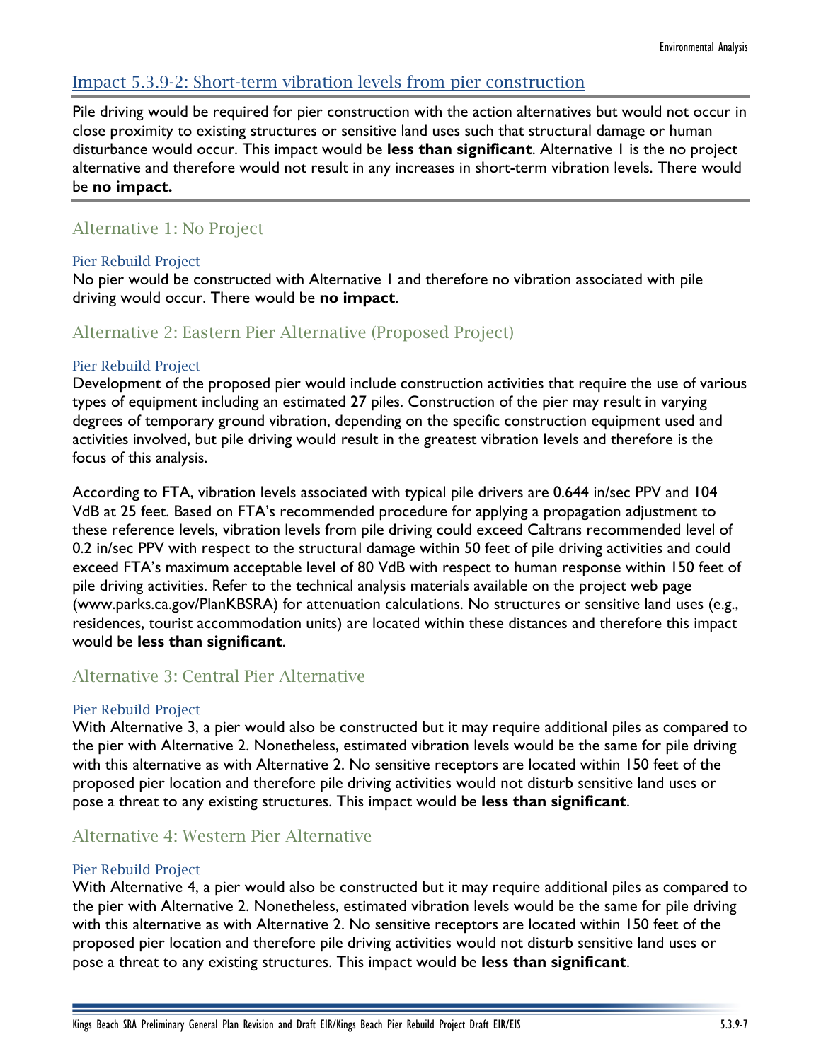## Impact 5.3.9-2: Short-term vibration levels from pier construction

Pile driving would be required for pier construction with the action alternatives but would not occur in close proximity to existing structures or sensitive land uses such that structural damage or human disturbance would occur. This impact would be **less than significant**. Alternative 1 is the no project alternative and therefore would not result in any increases in short-term vibration levels. There would be **no impact.**

### Alternative 1: No Project

#### Pier Rebuild Project

No pier would be constructed with Alternative 1 and therefore no vibration associated with pile driving would occur. There would be **no impact**.

### Alternative 2: Eastern Pier Alternative (Proposed Project)

#### Pier Rebuild Project

Development of the proposed pier would include construction activities that require the use of various types of equipment including an estimated 27 piles. Construction of the pier may result in varying degrees of temporary ground vibration, depending on the specific construction equipment used and activities involved, but pile driving would result in the greatest vibration levels and therefore is the focus of this analysis.

According to FTA, vibration levels associated with typical pile drivers are 0.644 in/sec PPV and 104 VdB at 25 feet. Based on FTA's recommended procedure for applying a propagation adjustment to these reference levels, vibration levels from pile driving could exceed Caltrans recommended level of 0.2 in/sec PPV with respect to the structural damage within 50 feet of pile driving activities and could exceed FTA's maximum acceptable level of 80 VdB with respect to human response within 150 feet of pile driving activities. Refer to the technical analysis materials available on the project web page (www.parks.ca.gov/PlanKBSRA) for attenuation calculations. No structures or sensitive land uses (e.g., residences, tourist accommodation units) are located within these distances and therefore this impact would be **less than significant**.

### Alternative 3: Central Pier Alternative

#### Pier Rebuild Project

With Alternative 3, a pier would also be constructed but it may require additional piles as compared to the pier with Alternative 2. Nonetheless, estimated vibration levels would be the same for pile driving with this alternative as with Alternative 2. No sensitive receptors are located within 150 feet of the proposed pier location and therefore pile driving activities would not disturb sensitive land uses or pose a threat to any existing structures. This impact would be **less than significant**.

### Alternative 4: Western Pier Alternative

#### Pier Rebuild Project

With Alternative 4, a pier would also be constructed but it may require additional piles as compared to the pier with Alternative 2. Nonetheless, estimated vibration levels would be the same for pile driving with this alternative as with Alternative 2. No sensitive receptors are located within 150 feet of the proposed pier location and therefore pile driving activities would not disturb sensitive land uses or pose a threat to any existing structures. This impact would be **less than significant**.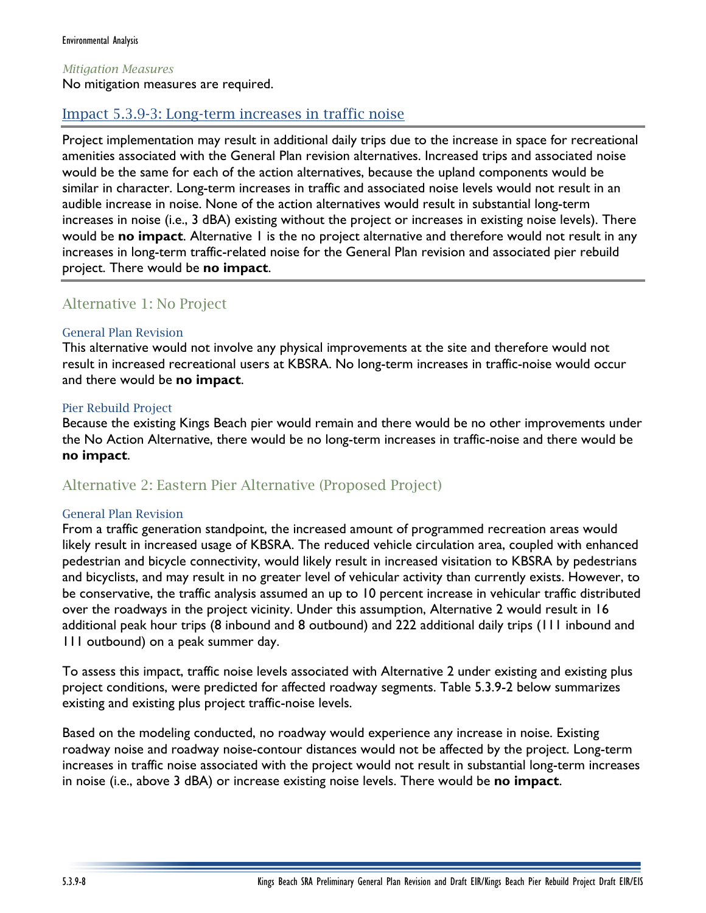*Mitigation Measures*

No mitigation measures are required.

## Impact 5.3.9-3: Long-term increases in traffic noise

Project implementation may result in additional daily trips due to the increase in space for recreational amenities associated with the General Plan revision alternatives. Increased trips and associated noise would be the same for each of the action alternatives, because the upland components would be similar in character. Long-term increases in traffic and associated noise levels would not result in an audible increase in noise. None of the action alternatives would result in substantial long-term increases in noise (i.e., 3 dBA) existing without the project or increases in existing noise levels). There would be **no impact**. Alternative 1 is the no project alternative and therefore would not result in any increases in long-term traffic-related noise for the General Plan revision and associated pier rebuild project. There would be **no impact**.

## Alternative 1: No Project

### General Plan Revision

This alternative would not involve any physical improvements at the site and therefore would not result in increased recreational users at KBSRA. No long-term increases in traffic-noise would occur and there would be **no impact**.

### Pier Rebuild Project

Because the existing Kings Beach pier would remain and there would be no other improvements under the No Action Alternative, there would be no long-term increases in traffic-noise and there would be **no impact**.

## Alternative 2: Eastern Pier Alternative (Proposed Project)

### General Plan Revision

From a traffic generation standpoint, the increased amount of programmed recreation areas would likely result in increased usage of KBSRA. The reduced vehicle circulation area, coupled with enhanced pedestrian and bicycle connectivity, would likely result in increased visitation to KBSRA by pedestrians and bicyclists, and may result in no greater level of vehicular activity than currently exists. However, to be conservative, the traffic analysis assumed an up to 10 percent increase in vehicular traffic distributed over the roadways in the project vicinity. Under this assumption, Alternative 2 would result in 16 additional peak hour trips (8 inbound and 8 outbound) and 222 additional daily trips (111 inbound and 111 outbound) on a peak summer day.

To assess this impact, traffic noise levels associated with Alternative 2 under existing and existing plus project conditions, were predicted for affected roadway segments. Table 5.3.9-2 below summarizes existing and existing plus project traffic-noise levels.

Based on the modeling conducted, no roadway would experience any increase in noise. Existing roadway noise and roadway noise-contour distances would not be affected by the project. Long-term increases in traffic noise associated with the project would not result in substantial long-term increases in noise (i.e., above 3 dBA) or increase existing noise levels. There would be **no impact**.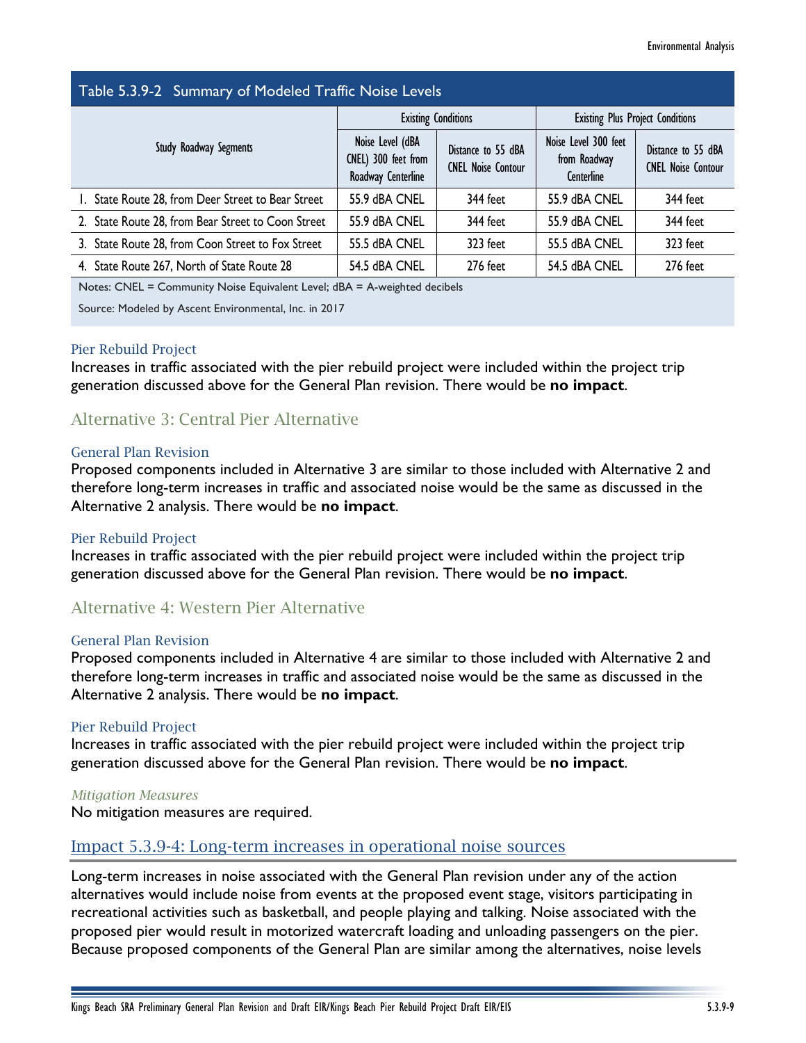**Table 5.3.9-2 Summary of Modeled Traffic Noise Levels**

| Study Roadway Segments | Existing Conditions | | Existing Plus Project Conditions | |
|---|---|---|---|---|
| | Noise Level (dBA CNEL) 300 feet from Roadway Centerline | Distance to 55 dBA CNEL Noise Contour | Noise Level 300 feet from Roadway Centerline | Distance to 55 dBA CNEL Noise Contour |
| 1. State Route 28, from Deer Street to Bear Street | 55.9 dBA CNEL | 344 feet | 55.9 dBA CNEL | 344 feet |
| 2. State Route 28, from Bear Street to Coon Street | 55.9 dBA CNEL | 344 feet | 55.9 dBA CNEL | 344 feet |
| 3. State Route 28, from Coon Street to Fox Street | 55.5 dBA CNEL | 323 feet | 55.5 dBA CNEL | 323 feet |
| 4. State Route 267, North of State Route 28 | 54.5 dBA CNEL | 276 feet | 54.5 dBA CNEL | 276 feet |

Notes: CNEL = Community Noise Equivalent Level; dBA = A-weighted decibels

Source: Modeled by Ascent Environmental, Inc. in 2017

#### Pier Rebuild Project

Increases in traffic associated with the pier rebuild project were included within the project trip generation discussed above for the General Plan revision. There would be **no impact**.

### Alternative 3: Central Pier Alternative

#### General Plan Revision

Proposed components included in Alternative 3 are similar to those included with Alternative 2 and therefore long-term increases in traffic and associated noise would be the same as discussed in the Alternative 2 analysis. There would be **no impact**.

#### Pier Rebuild Project

Increases in traffic associated with the pier rebuild project were included within the project trip generation discussed above for the General Plan revision. There would be **no impact**.

### Alternative 4: Western Pier Alternative

#### General Plan Revision

Proposed components included in Alternative 4 are similar to those included with Alternative 2 and therefore long-term increases in traffic and associated noise would be the same as discussed in the Alternative 2 analysis. There would be **no impact**.

#### Pier Rebuild Project

Increases in traffic associated with the pier rebuild project were included within the project trip generation discussed above for the General Plan revision. There would be **no impact**.

*Mitigation Measures*

No mitigation measures are required.

## Impact 5.3.9-4: Long-term increases in operational noise sources

Long-term increases in noise associated with the General Plan revision under any of the action alternatives would include noise from events at the proposed event stage, visitors participating in recreational activities such as basketball, and people playing and talking. Noise associated with the proposed pier would result in motorized watercraft loading and unloading passengers on the pier. Because proposed components of the General Plan are similar among the alternatives, noise levels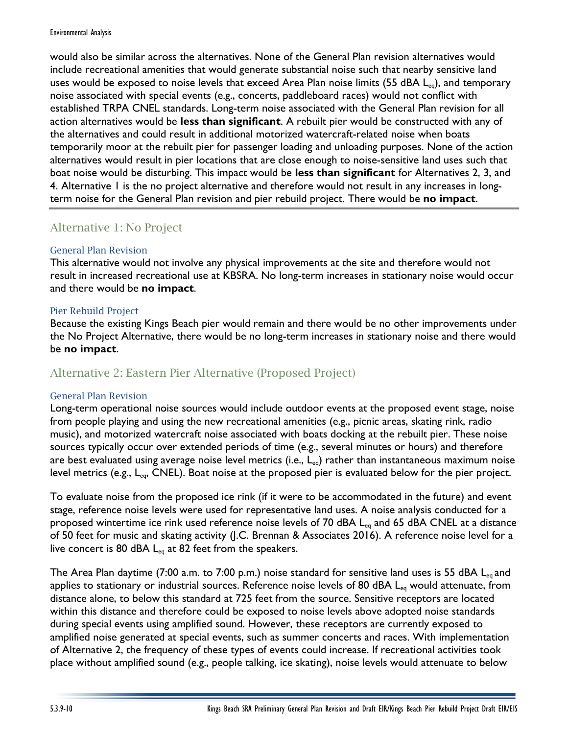would also be similar across the alternatives. None of the General Plan revision alternatives would include recreational amenities that would generate substantial noise such that nearby sensitive land uses would be exposed to noise levels that exceed Area Plan noise limits (55 dBA $L_{eq}$), and temporary noise associated with special events (e.g., concerts, paddleboard races) would not conflict with established TRPA CNEL standards. Long-term noise associated with the General Plan revision for all action alternatives would be **less than significant**. A rebuilt pier would be constructed with any of the alternatives and could result in additional motorized watercraft-related noise when boats temporarily moor at the rebuilt pier for passenger loading and unloading purposes. None of the action alternatives would result in pier locations that are close enough to noise-sensitive land uses such that boat noise would be disturbing. This impact would be **less than significant** for Alternatives 2, 3, and 4. Alternative 1 is the no project alternative and therefore would not result in any increases in long-term noise for the General Plan revision and pier rebuild project. There would be **no impact**.

## Alternative 1: No Project

### General Plan Revision

This alternative would not involve any physical improvements at the site and therefore would not result in increased recreational use at KBSRA. No long-term increases in stationary noise would occur and there would be **no impact**.

### Pier Rebuild Project

Because the existing Kings Beach pier would remain and there would be no other improvements under the No Project Alternative, there would be no long-term increases in stationary noise and there would be **no impact**.

## Alternative 2: Eastern Pier Alternative (Proposed Project)

### General Plan Revision

Long-term operational noise sources would include outdoor events at the proposed event stage, noise from people playing and using the new recreational amenities (e.g., picnic areas, skating rink, radio music), and motorized watercraft noise associated with boats docking at the rebuilt pier. These noise sources typically occur over extended periods of time (e.g., several minutes or hours) and therefore are best evaluated using average noise level metrics (i.e., $L_{eq}$) rather than instantaneous maximum noise level metrics (e.g., $L_{eq}$, CNEL). Boat noise at the proposed pier is evaluated below for the pier project.

To evaluate noise from the proposed ice rink (if it were to be accommodated in the future) and event stage, reference noise levels were used for representative land uses. A noise analysis conducted for a proposed wintertime ice rink used reference noise levels of 70 dBA $L_{eq}$ and 65 dBA CNEL at a distance of 50 feet for music and skating activity (J.C. Brennan & Associates 2016). A reference noise level for a live concert is 80 dBA $L_{eq}$ at 82 feet from the speakers.

The Area Plan daytime (7:00 a.m. to 7:00 p.m.) noise standard for sensitive land uses is 55 dBA $L_{eq}$ and applies to stationary or industrial sources. Reference noise levels of 80 dBA $L_{eq}$ would attenuate, from distance alone, to below this standard at 725 feet from the source. Sensitive receptors are located within this distance and therefore could be exposed to noise levels above adopted noise standards during special events using amplified sound. However, these receptors are currently exposed to amplified noise generated at special events, such as summer concerts and races. With implementation of Alternative 2, the frequency of these types of events could increase. If recreational activities took place without amplified sound (e.g., people talking, ice skating), noise levels would attenuate to below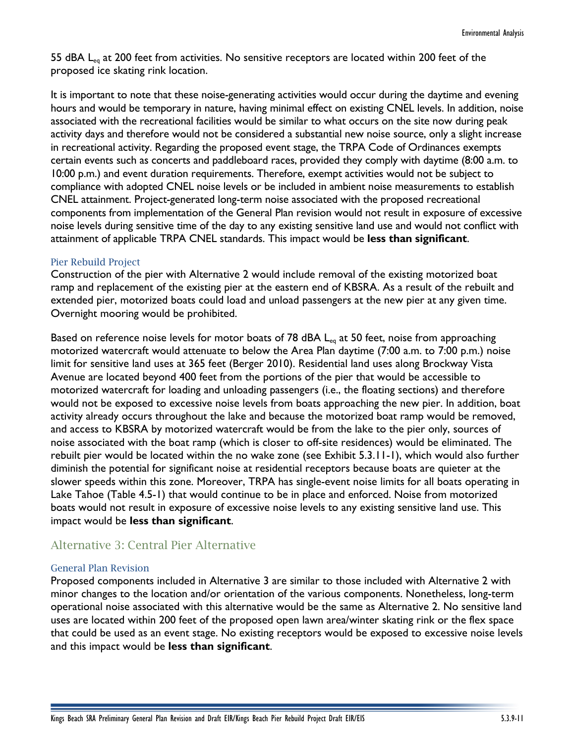55 dBA $L_{eq}$ at 200 feet from activities. No sensitive receptors are located within 200 feet of the proposed ice skating rink location.

It is important to note that these noise-generating activities would occur during the daytime and evening hours and would be temporary in nature, having minimal effect on existing CNEL levels. In addition, noise associated with the recreational facilities would be similar to what occurs on the site now during peak activity days and therefore would not be considered a substantial new noise source, only a slight increase in recreational activity. Regarding the proposed event stage, the TRPA Code of Ordinances exempts certain events such as concerts and paddleboard races, provided they comply with daytime (8:00 a.m. to 10:00 p.m.) and event duration requirements. Therefore, exempt activities would not be subject to compliance with adopted CNEL noise levels or be included in ambient noise measurements to establish CNEL attainment. Project-generated long-term noise associated with the proposed recreational components from implementation of the General Plan revision would not result in exposure of excessive noise levels during sensitive time of the day to any existing sensitive land use and would not conflict with attainment of applicable TRPA CNEL standards. This impact would be **less than significant**.

#### Pier Rebuild Project

Construction of the pier with Alternative 2 would include removal of the existing motorized boat ramp and replacement of the existing pier at the eastern end of KBSRA. As a result of the rebuilt and extended pier, motorized boats could load and unload passengers at the new pier at any given time. Overnight mooring would be prohibited.

Based on reference noise levels for motor boats of 78 dBA $L_{eq}$ at 50 feet, noise from approaching motorized watercraft would attenuate to below the Area Plan daytime (7:00 a.m. to 7:00 p.m.) noise limit for sensitive land uses at 365 feet (Berger 2010). Residential land uses along Brockway Vista Avenue are located beyond 400 feet from the portions of the pier that would be accessible to motorized watercraft for loading and unloading passengers (i.e., the floating sections) and therefore would not be exposed to excessive noise levels from boats approaching the new pier. In addition, boat activity already occurs throughout the lake and because the motorized boat ramp would be removed, and access to KBSRA by motorized watercraft would be from the lake to the pier only, sources of noise associated with the boat ramp (which is closer to off-site residences) would be eliminated. The rebuilt pier would be located within the no wake zone (see Exhibit 5.3.11-1), which would also further diminish the potential for significant noise at residential receptors because boats are quieter at the slower speeds within this zone. Moreover, TRPA has single-event noise limits for all boats operating in Lake Tahoe (Table 4.5-1) that would continue to be in place and enforced. Noise from motorized boats would not result in exposure of excessive noise levels to any existing sensitive land use. This impact would be **less than significant**.

### Alternative 3: Central Pier Alternative

#### General Plan Revision

Proposed components included in Alternative 3 are similar to those included with Alternative 2 with minor changes to the location and/or orientation of the various components. Nonetheless, long-term operational noise associated with this alternative would be the same as Alternative 2. No sensitive land uses are located within 200 feet of the proposed open lawn area/winter skating rink or the flex space that could be used as an event stage. No existing receptors would be exposed to excessive noise levels and this impact would be **less than significant**.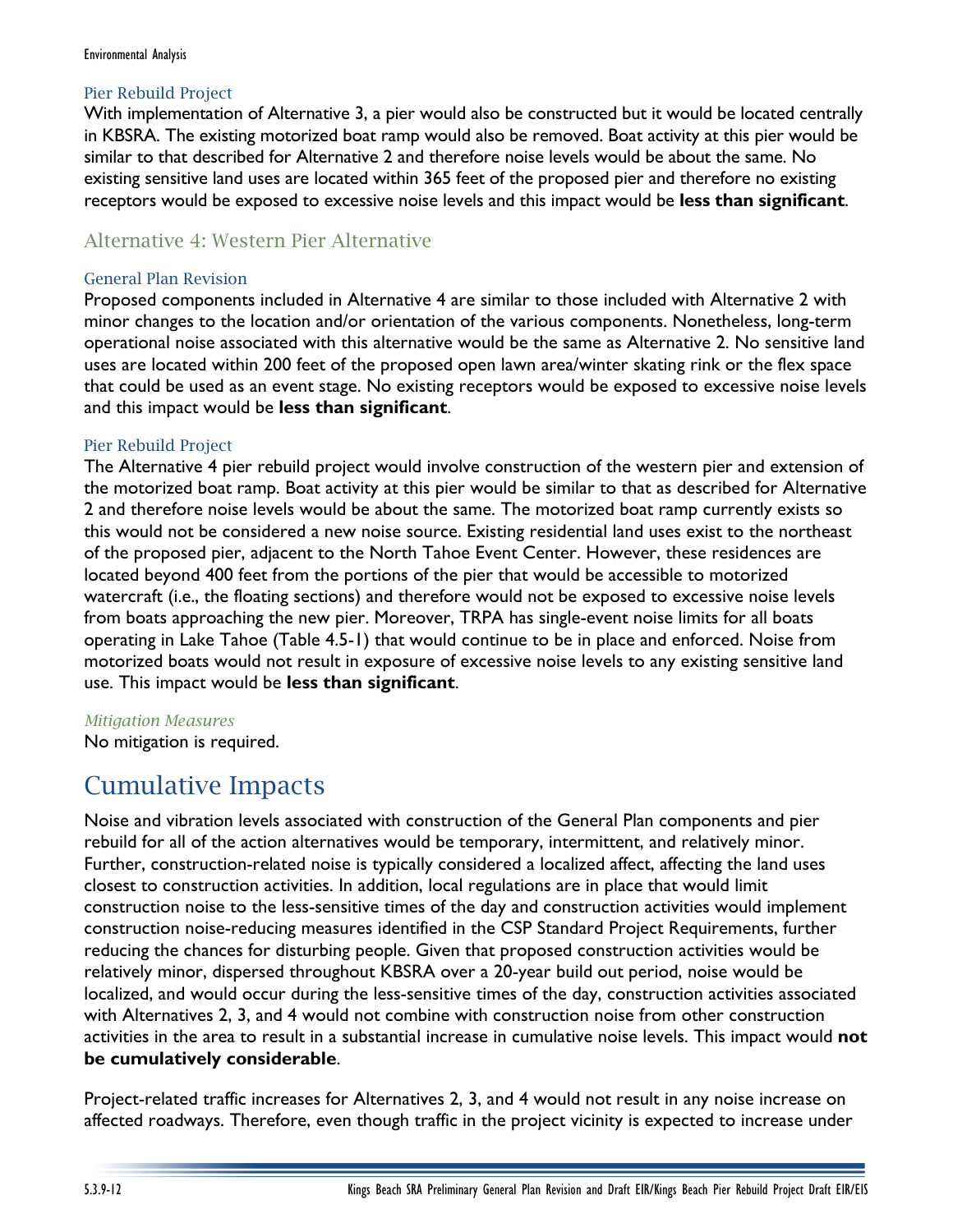### Pier Rebuild Project

With implementation of Alternative 3, a pier would also be constructed but it would be located centrally in KBSRA. The existing motorized boat ramp would also be removed. Boat activity at this pier would be similar to that described for Alternative 2 and therefore noise levels would be about the same. No existing sensitive land uses are located within 365 feet of the proposed pier and therefore no existing receptors would be exposed to excessive noise levels and this impact would be **less than significant**.

## Alternative 4: Western Pier Alternative

### General Plan Revision

Proposed components included in Alternative 4 are similar to those included with Alternative 2 with minor changes to the location and/or orientation of the various components. Nonetheless, long-term operational noise associated with this alternative would be the same as Alternative 2. No sensitive land uses are located within 200 feet of the proposed open lawn area/winter skating rink or the flex space that could be used as an event stage. No existing receptors would be exposed to excessive noise levels and this impact would be **less than significant**.

### Pier Rebuild Project

The Alternative 4 pier rebuild project would involve construction of the western pier and extension of the motorized boat ramp. Boat activity at this pier would be similar to that as described for Alternative 2 and therefore noise levels would be about the same. The motorized boat ramp currently exists so this would not be considered a new noise source. Existing residential land uses exist to the northeast of the proposed pier, adjacent to the North Tahoe Event Center. However, these residences are located beyond 400 feet from the portions of the pier that would be accessible to motorized watercraft (i.e., the floating sections) and therefore would not be exposed to excessive noise levels from boats approaching the new pier. Moreover, TRPA has single-event noise limits for all boats operating in Lake Tahoe (Table 4.5-1) that would continue to be in place and enforced. Noise from motorized boats would not result in exposure of excessive noise levels to any existing sensitive land use. This impact would be **less than significant**.

*Mitigation Measures*

No mitigation is required.

# Cumulative Impacts

Noise and vibration levels associated with construction of the General Plan components and pier rebuild for all of the action alternatives would be temporary, intermittent, and relatively minor. Further, construction-related noise is typically considered a localized affect, affecting the land uses closest to construction activities. In addition, local regulations are in place that would limit construction noise to the less-sensitive times of the day and construction activities would implement construction noise-reducing measures identified in the CSP Standard Project Requirements, further reducing the chances for disturbing people. Given that proposed construction activities would be relatively minor, dispersed throughout KBSRA over a 20-year build out period, noise would be localized, and would occur during the less-sensitive times of the day, construction activities associated with Alternatives 2, 3, and 4 would not combine with construction noise from other construction activities in the area to result in a substantial increase in cumulative noise levels. This impact would **not be cumulatively considerable**.

Project-related traffic increases for Alternatives 2, 3, and 4 would not result in any noise increase on affected roadways. Therefore, even though traffic in the project vicinity is expected to increase under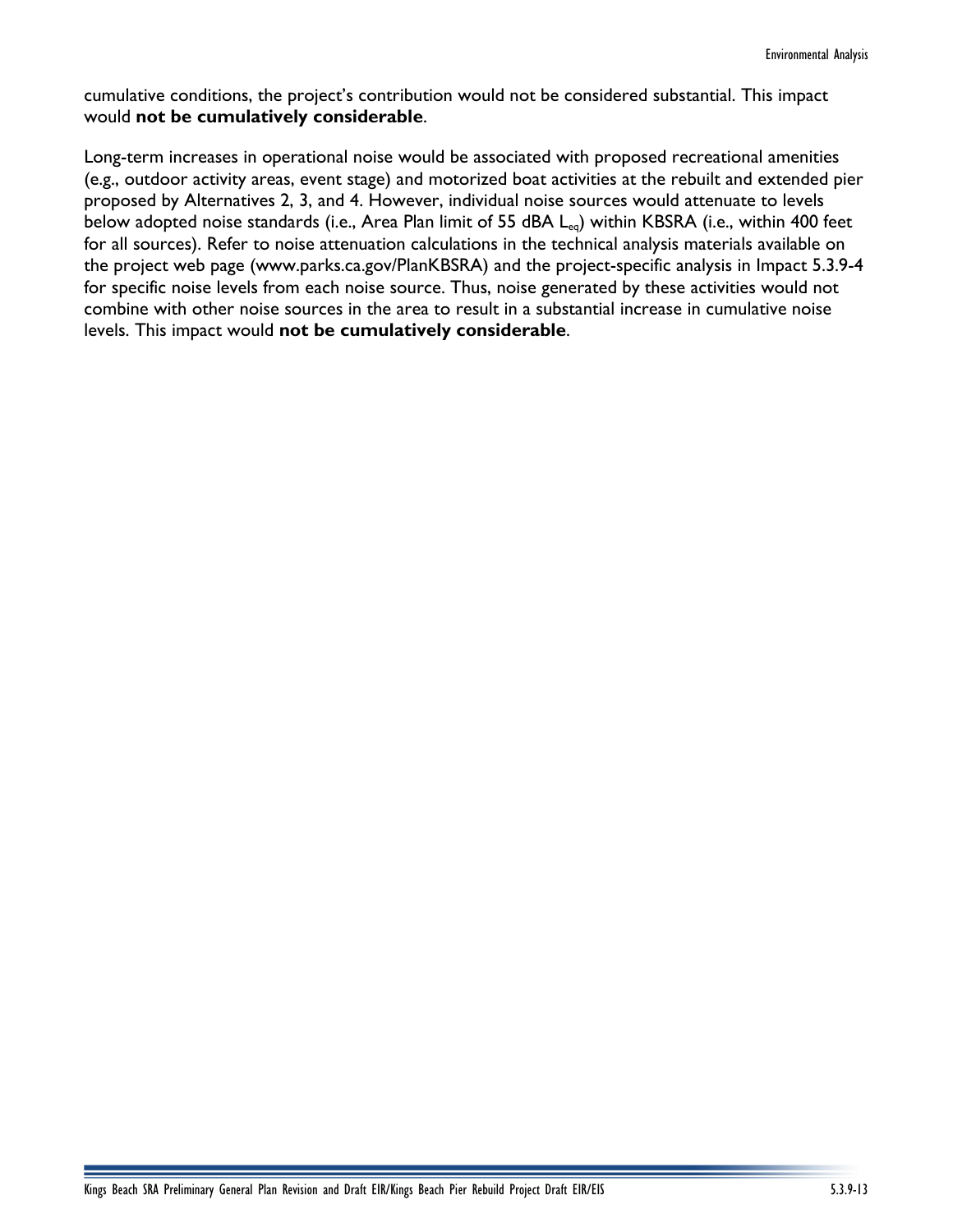cumulative conditions, the project's contribution would not be considered substantial. This impact would **not be cumulatively considerable**.

Long-term increases in operational noise would be associated with proposed recreational amenities (e.g., outdoor activity areas, event stage) and motorized boat activities at the rebuilt and extended pier proposed by Alternatives 2, 3, and 4. However, individual noise sources would attenuate to levels below adopted noise standards (i.e., Area Plan limit of 55 dBA $L_{eq}$) within KBSRA (i.e., within 400 feet for all sources). Refer to noise attenuation calculations in the technical analysis materials available on the project web page (www.parks.ca.gov/PlanKBSRA) and the project-specific analysis in Impact 5.3.9-4 for specific noise levels from each noise source. Thus, noise generated by these activities would not combine with other noise sources in the area to result in a substantial increase in cumulative noise levels. This impact would **not be cumulatively considerable**.